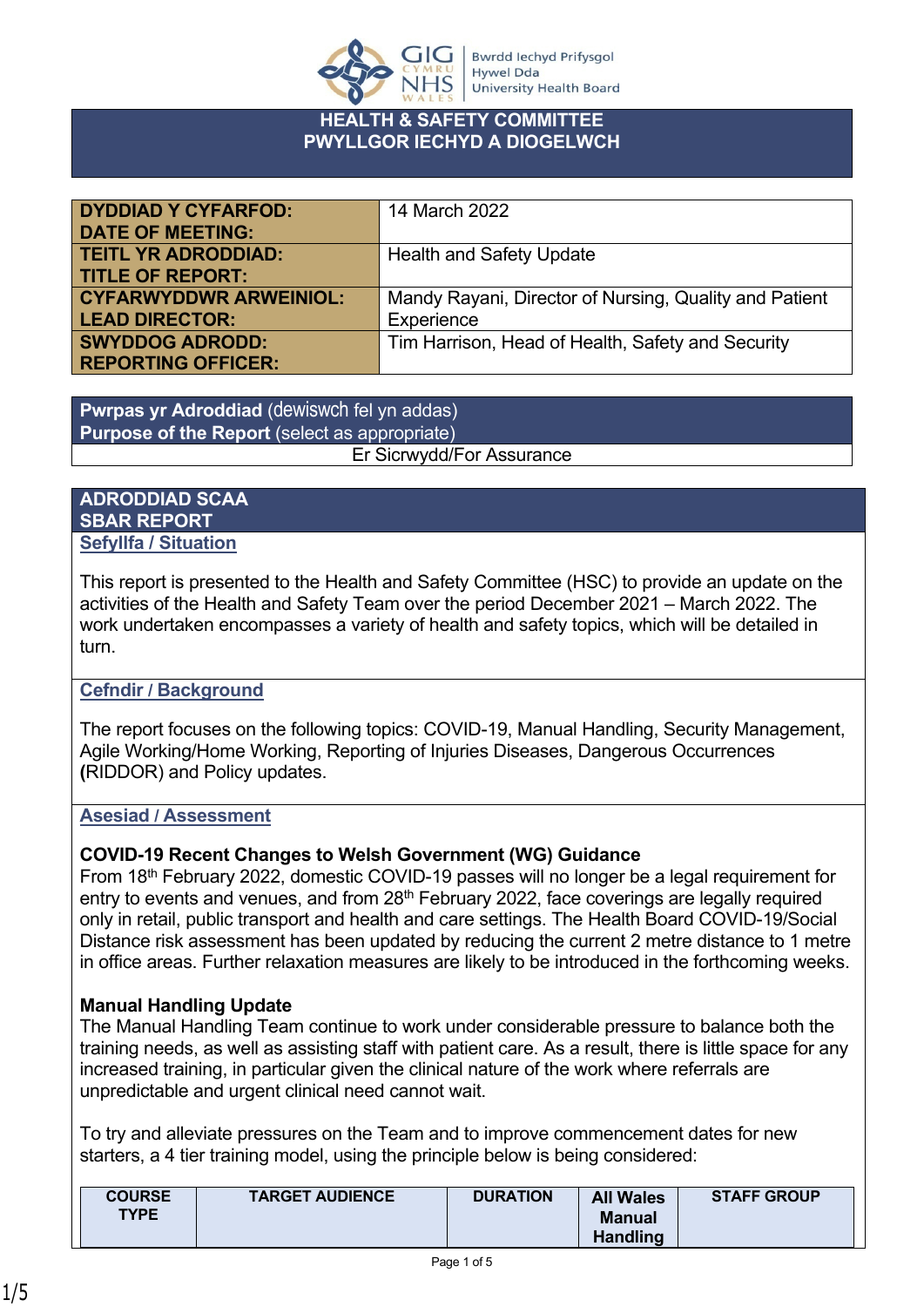# HEALTH & SAFETY COMMITTEE
# PWYLLGOR IECHYD A DIOGELWCH

| | |
|---|---|
| **DYDDIAD Y CYFARFOD: DATE OF MEETING:** | 14 March 2022 |
| **TEITL YR ADRODDIAD: TITLE OF REPORT:** | Health and Safety Update |
| **CYFARWYDDWR ARWEINIOL: LEAD DIRECTOR:** | Mandy Rayani, Director of Nursing, Quality and Patient Experience |
| **SWYDDOG ADRODD: REPORTING OFFICER:** | Tim Harrison, Head of Health, Safety and Security |

| **Pwrpas yr Adroddiad** (dewiswch fel yn addas) **Purpose of the Report** (select as appropriate) |
|---|
| Er Sicrwydd/For Assurance |

## ADRODDIAD SCAA
## SBAR REPORT

### Sefyllfa / Situation

This report is presented to the Health and Safety Committee (HSC) to provide an update on the activities of the Health and Safety Team over the period December 2021 – March 2022. The work undertaken encompasses a variety of health and safety topics, which will be detailed in turn.

### Cefndir / Background

The report focuses on the following topics: COVID-19, Manual Handling, Security Management, Agile Working/Home Working, Reporting of Injuries Diseases, Dangerous Occurrences **(**RIDDOR) and Policy updates.

### Asesiad / Assessment

**COVID-19 Recent Changes to Welsh Government (WG) Guidance**

From 18th February 2022, domestic COVID-19 passes will no longer be a legal requirement for entry to events and venues, and from 28th February 2022, face coverings are legally required only in retail, public transport and health and care settings. The Health Board COVID-19/Social Distance risk assessment has been updated by reducing the current 2 metre distance to 1 metre in office areas. Further relaxation measures are likely to be introduced in the forthcoming weeks.

**Manual Handling Update**

The Manual Handling Team continue to work under considerable pressure to balance both the training needs, as well as assisting staff with patient care. As a result, there is little space for any increased training, in particular given the clinical nature of the work where referrals are unpredictable and urgent clinical need cannot wait.

To try and alleviate pressures on the Team and to improve commencement dates for new starters, a 4 tier training model, using the principle below is being considered:

| COURSE TYPE | TARGET AUDIENCE | DURATION | All Wales Manual Handling | STAFF GROUP |
|---|---|---|---|---|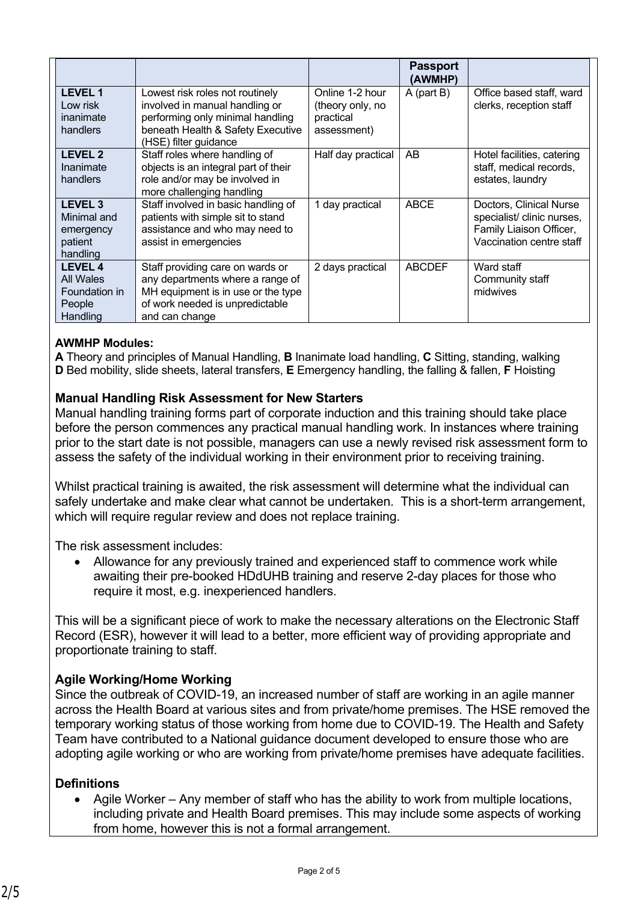| | | | Passport (AWMHP) | |
|---|---|---|---|---|
| **LEVEL 1** Low risk inanimate handlers | Lowest risk roles not routinely involved in manual handling or performing only minimal handling beneath Health & Safety Executive (HSE) filter guidance | Online 1-2 hour (theory only, no practical assessment) | A (part B) | Office based staff, ward clerks, reception staff |
| **LEVEL 2** Inanimate handlers | Staff roles where handling of objects is an integral part of their role and/or may be involved in more challenging handling | Half day practical | AB | Hotel facilities, catering staff, medical records, estates, laundry |
| **LEVEL 3** Minimal and emergency patient handling | Staff involved in basic handling of patients with simple sit to stand assistance and who may need to assist in emergencies | 1 day practical | ABCE | Doctors, Clinical Nurse specialist/ clinic nurses, Family Liaison Officer, Vaccination centre staff |
| **LEVEL 4** All Wales Foundation in People Handling | Staff providing care on wards or any departments where a range of MH equipment is in use or the type of work needed is unpredictable and can change | 2 days practical | ABCDEF | Ward staff Community staff midwives |

**AWMHP Modules:**
**A** Theory and principles of Manual Handling, **B** Inanimate load handling, **C** Sitting, standing, walking
**D** Bed mobility, slide sheets, lateral transfers, **E** Emergency handling, the falling & fallen, **F** Hoisting

### Manual Handling Risk Assessment for New Starters

Manual handling training forms part of corporate induction and this training should take place before the person commences any practical manual handling work. In instances where training prior to the start date is not possible, managers can use a newly revised risk assessment form to assess the safety of the individual working in their environment prior to receiving training.

Whilst practical training is awaited, the risk assessment will determine what the individual can safely undertake and make clear what cannot be undertaken. This is a short-term arrangement, which will require regular review and does not replace training.

The risk assessment includes:

- Allowance for any previously trained and experienced staff to commence work while awaiting their pre-booked HDdUHB training and reserve 2-day places for those who require it most, e.g. inexperienced handlers.

This will be a significant piece of work to make the necessary alterations on the Electronic Staff Record (ESR), however it will lead to a better, more efficient way of providing appropriate and proportionate training to staff.

### Agile Working/Home Working

Since the outbreak of COVID-19, an increased number of staff are working in an agile manner across the Health Board at various sites and from private/home premises. The HSE removed the temporary working status of those working from home due to COVID-19. The Health and Safety Team have contributed to a National guidance document developed to ensure those who are adopting agile working or who are working from private/home premises have adequate facilities.

### Definitions

- Agile Worker – Any member of staff who has the ability to work from multiple locations, including private and Health Board premises. This may include some aspects of working from home, however this is not a formal arrangement.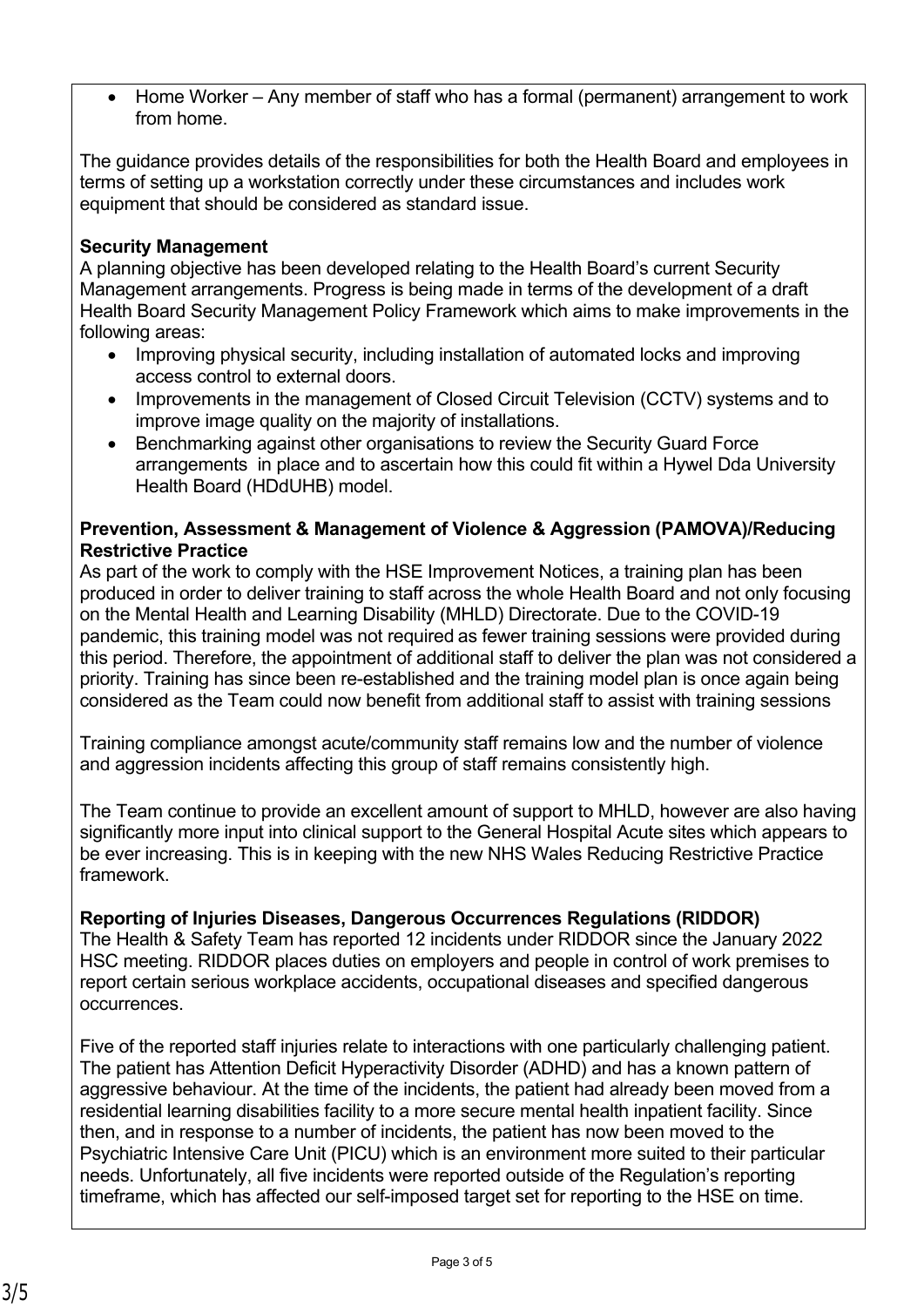- Home Worker – Any member of staff who has a formal (permanent) arrangement to work from home.

The guidance provides details of the responsibilities for both the Health Board and employees in terms of setting up a workstation correctly under these circumstances and includes work equipment that should be considered as standard issue.

**Security Management**
A planning objective has been developed relating to the Health Board's current Security Management arrangements. Progress is being made in terms of the development of a draft Health Board Security Management Policy Framework which aims to make improvements in the following areas:

- Improving physical security, including installation of automated locks and improving access control to external doors.
- Improvements in the management of Closed Circuit Television (CCTV) systems and to improve image quality on the majority of installations.
- Benchmarking against other organisations to review the Security Guard Force arrangements in place and to ascertain how this could fit within a Hywel Dda University Health Board (HDdUHB) model.

**Prevention, Assessment & Management of Violence & Aggression (PAMOVA)/Reducing Restrictive Practice**
As part of the work to comply with the HSE Improvement Notices, a training plan has been produced in order to deliver training to staff across the whole Health Board and not only focusing on the Mental Health and Learning Disability (MHLD) Directorate. Due to the COVID-19 pandemic, this training model was not required as fewer training sessions were provided during this period. Therefore, the appointment of additional staff to deliver the plan was not considered a priority. Training has since been re-established and the training model plan is once again being considered as the Team could now benefit from additional staff to assist with training sessions

Training compliance amongst acute/community staff remains low and the number of violence and aggression incidents affecting this group of staff remains consistently high.

The Team continue to provide an excellent amount of support to MHLD, however are also having significantly more input into clinical support to the General Hospital Acute sites which appears to be ever increasing. This is in keeping with the new NHS Wales Reducing Restrictive Practice framework.

**Reporting of Injuries Diseases, Dangerous Occurrences Regulations (RIDDOR)**
The Health & Safety Team has reported 12 incidents under RIDDOR since the January 2022 HSC meeting. RIDDOR places duties on employers and people in control of work premises to report certain serious workplace accidents, occupational diseases and specified dangerous occurrences.

Five of the reported staff injuries relate to interactions with one particularly challenging patient. The patient has Attention Deficit Hyperactivity Disorder (ADHD) and has a known pattern of aggressive behaviour. At the time of the incidents, the patient had already been moved from a residential learning disabilities facility to a more secure mental health inpatient facility. Since then, and in response to a number of incidents, the patient has now been moved to the Psychiatric Intensive Care Unit (PICU) which is an environment more suited to their particular needs. Unfortunately, all five incidents were reported outside of the Regulation's reporting timeframe, which has affected our self-imposed target set for reporting to the HSE on time.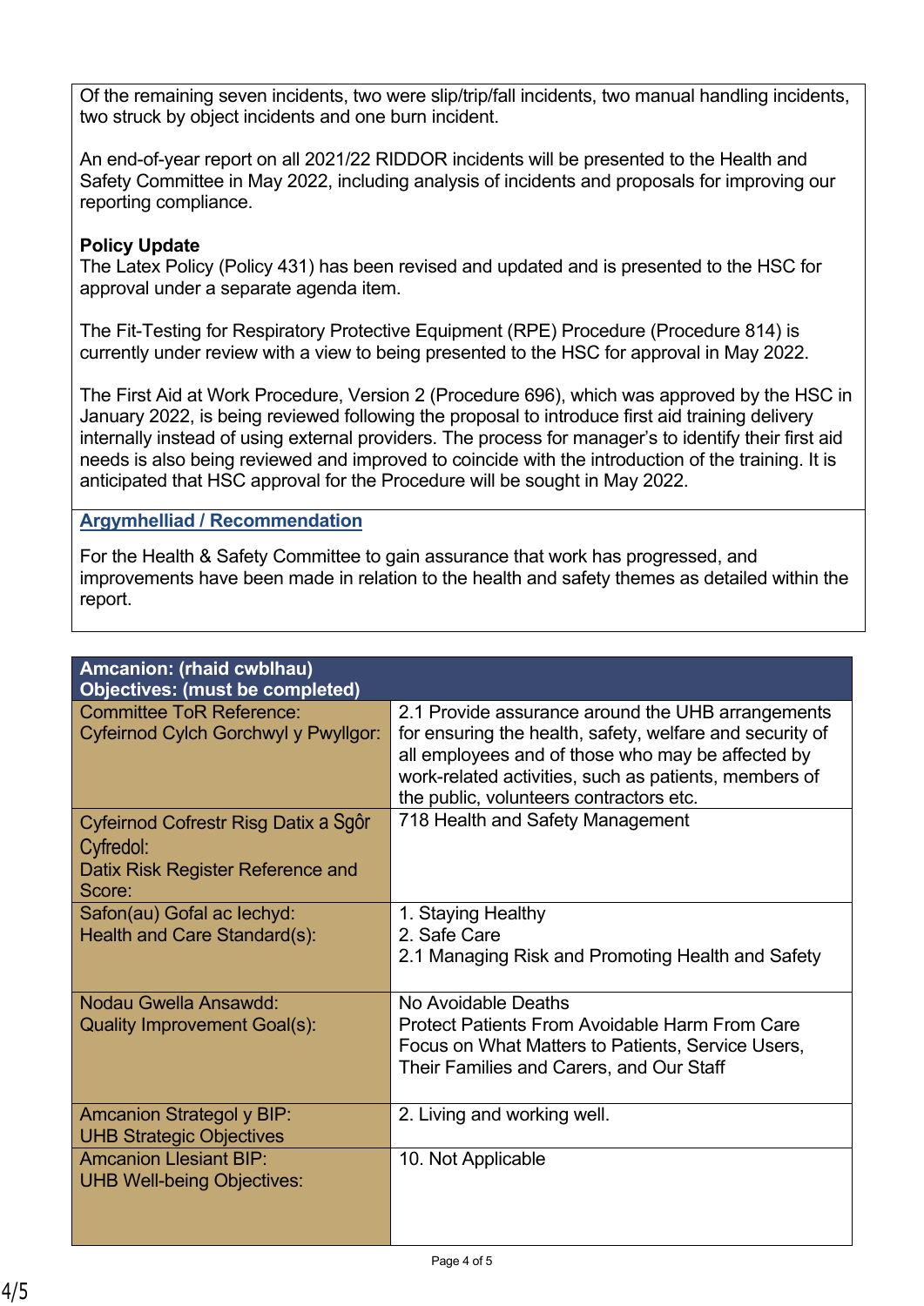Of the remaining seven incidents, two were slip/trip/fall incidents, two manual handling incidents, two struck by object incidents and one burn incident.

An end-of-year report on all 2021/22 RIDDOR incidents will be presented to the Health and Safety Committee in May 2022, including analysis of incidents and proposals for improving our reporting compliance.

**Policy Update**

The Latex Policy (Policy 431) has been revised and updated and is presented to the HSC for approval under a separate agenda item.

The Fit-Testing for Respiratory Protective Equipment (RPE) Procedure (Procedure 814) is currently under review with a view to being presented to the HSC for approval in May 2022.

The First Aid at Work Procedure, Version 2 (Procedure 696), which was approved by the HSC in January 2022, is being reviewed following the proposal to introduce first aid training delivery internally instead of using external providers. The process for manager's to identify their first aid needs is also being reviewed and improved to coincide with the introduction of the training. It is anticipated that HSC approval for the Procedure will be sought in May 2022.

## Argymhelliad / Recommendation

For the Health & Safety Committee to gain assurance that work has progressed, and improvements have been made in relation to the health and safety themes as detailed within the report.

| **Amcanion: (rhaid cwblhau)<br>Objectives: (must be completed)** | |
|---|---|
| Committee ToR Reference:<br>Cyfeirnod Cylch Gorchwyl y Pwyllgor: | 2.1 Provide assurance around the UHB arrangements for ensuring the health, safety, welfare and security of all employees and of those who may be affected by work-related activities, such as patients, members of the public, volunteers contractors etc. |
| Cyfeirnod Cofrestr Risg Datix a Sgôr Cyfredol:<br>Datix Risk Register Reference and Score: | 718 Health and Safety Management |
| Safon(au) Gofal ac Iechyd:<br>Health and Care Standard(s): | 1. Staying Healthy<br>2. Safe Care<br>2.1 Managing Risk and Promoting Health and Safety |
| Nodau Gwella Ansawdd:<br>Quality Improvement Goal(s): | No Avoidable Deaths<br>Protect Patients From Avoidable Harm From Care<br>Focus on What Matters to Patients, Service Users, Their Families and Carers, and Our Staff |
| Amcanion Strategol y BIP:<br>UHB Strategic Objectives | 2. Living and working well. |
| Amcanion Llesiant BIP:<br>UHB Well-being Objectives: | 10. Not Applicable |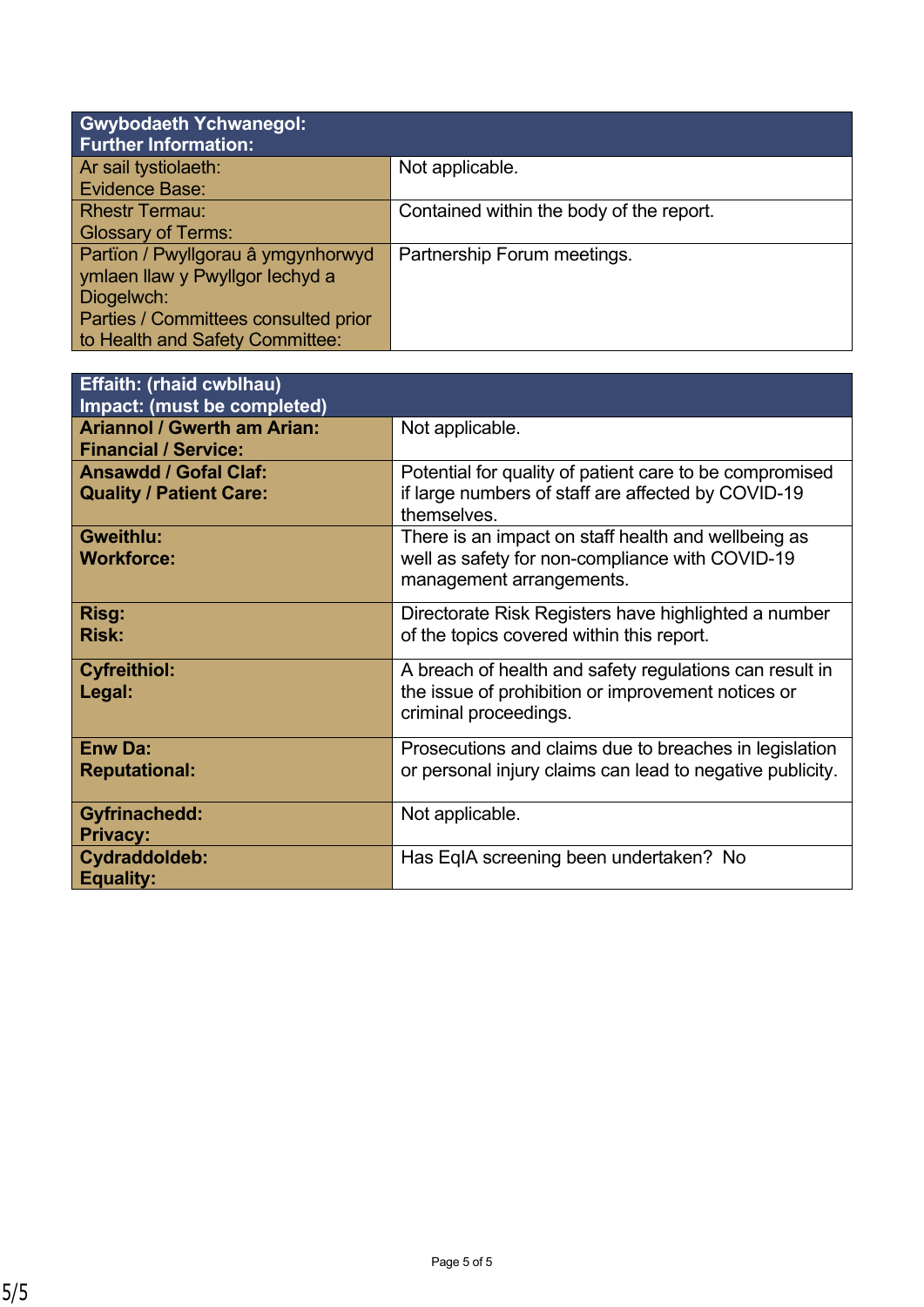| **Gwybodaeth Ychwanegol:**<br>**Further Information:** | |
| --- | --- |
| Ar sail tystiolaeth:<br>Evidence Base: | Not applicable. |
| Rhestr Termau:<br>Glossary of Terms: | Contained within the body of the report. |
| Partïon / Pwyllgorau â ymgynhorwyd ymlaen llaw y Pwyllgor Iechyd a Diogelwch:<br>Parties / Committees consulted prior to Health and Safety Committee: | Partnership Forum meetings. |

| **Effaith: (rhaid cwblhau)**<br>**Impact: (must be completed)** | |
| --- | --- |
| **Ariannol / Gwerth am Arian:**<br>**Financial / Service:** | Not applicable. |
| **Ansawdd / Gofal Claf:**<br>**Quality / Patient Care:** | Potential for quality of patient care to be compromised if large numbers of staff are affected by COVID-19 themselves. |
| **Gweithlu:**<br>**Workforce:** | There is an impact on staff health and wellbeing as well as safety for non-compliance with COVID-19 management arrangements. |
| **Risg:**<br>**Risk:** | Directorate Risk Registers have highlighted a number of the topics covered within this report. |
| **Cyfreithiol:**<br>**Legal:** | A breach of health and safety regulations can result in the issue of prohibition or improvement notices or criminal proceedings. |
| **Enw Da:**<br>**Reputational:** | Prosecutions and claims due to breaches in legislation or personal injury claims can lead to negative publicity. |
| **Gyfrinachedd:**<br>**Privacy:** | Not applicable. |
| **Cydraddoldeb:**<br>**Equality:** | Has EqIA screening been undertaken? No |